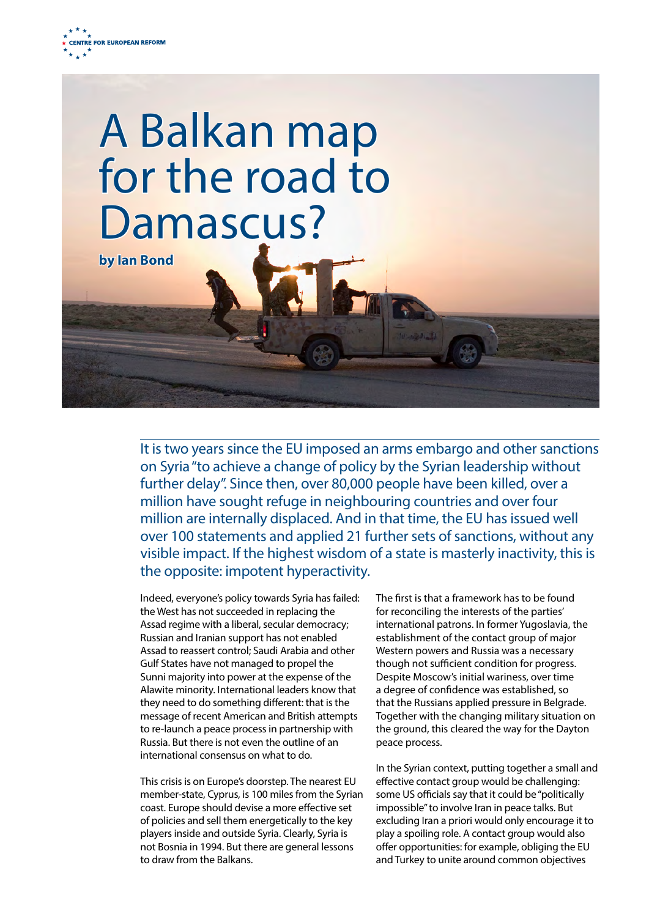CENTRE FOR EUROPEAN REFORM

# A Balkan map for the road to Damascus?

**by Ian Bond**

It is two years since the EU imposed an arms embargo and other sanctions on Syria "to achieve a change of policy by the Syrian leadership without further delay". Since then, over 80,000 people have been killed, over a million have sought refuge in neighbouring countries and over four million are internally displaced. And in that time, the EU has issued well over 100 statements and applied 21 further sets of sanctions, without any visible impact. If the highest wisdom of a state is masterly inactivity, this is the opposite: impotent hyperactivity.

Indeed, everyone's policy towards Syria has failed: the West has not succeeded in replacing the Assad regime with a liberal, secular democracy; Russian and Iranian support has not enabled Assad to reassert control; Saudi Arabia and other Gulf States have not managed to propel the Sunni majority into power at the expense of the Alawite minority. International leaders know that they need to do something different: that is the message of recent American and British attempts to re-launch a peace process in partnership with Russia. But there is not even the outline of an international consensus on what to do.

This crisis is on Europe's doorstep. The nearest EU member-state, Cyprus, is 100 miles from the Syrian coast. Europe should devise a more effective set of policies and sell them energetically to the key players inside and outside Syria. Clearly, Syria is not Bosnia in 1994. But there are general lessons to draw from the Balkans.

The first is that a framework has to be found for reconciling the interests of the parties' international patrons. In former Yugoslavia, the establishment of the contact group of major Western powers and Russia was a necessary though not sufficient condition for progress. Despite Moscow's initial wariness, over time a degree of confidence was established, so that the Russians applied pressure in Belgrade. Together with the changing military situation on the ground, this cleared the way for the Dayton peace process.

In the Syrian context, putting together a small and effective contact group would be challenging: some US officials say that it could be "politically impossible" to involve Iran in peace talks. But excluding Iran a priori would only encourage it to play a spoiling role. A contact group would also offer opportunities: for example, obliging the EU and Turkey to unite around common objectives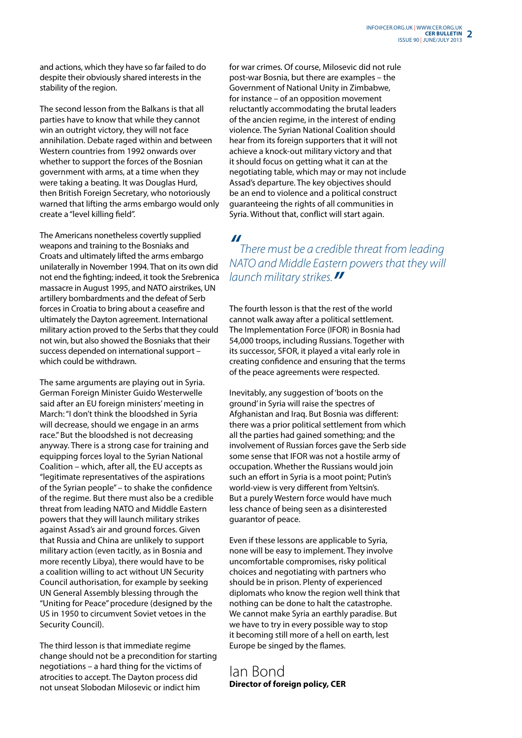and actions, which they have so far failed to do despite their obviously shared interests in the stability of the region.

The second lesson from the Balkans is that all parties have to know that while they cannot win an outright victory, they will not face annihilation. Debate raged within and between Western countries from 1992 onwards over whether to support the forces of the Bosnian government with arms, at a time when they were taking a beating. It was Douglas Hurd, then British Foreign Secretary, who notoriously warned that lifting the arms embargo would only create a "level killing field".

The Americans nonetheless covertly supplied weapons and training to the Bosniaks and Croats and ultimately lifted the arms embargo unilaterally in November 1994. That on its own did not end the fighting; indeed, it took the Srebrenica massacre in August 1995, and NATO airstrikes, UN artillery bombardments and the defeat of Serb forces in Croatia to bring about a ceasefire and ultimately the Dayton agreement. International military action proved to the Serbs that they could not win, but also showed the Bosniaks that their success depended on international support – which could be withdrawn.

The same arguments are playing out in Syria. German Foreign Minister Guido Westerwelle said after an EU foreign ministers' meeting in March: "I don't think the bloodshed in Syria will decrease, should we engage in an arms race." But the bloodshed is not decreasing anyway. There is a strong case for training and equipping forces loyal to the Syrian National Coalition – which, after all, the EU accepts as "legitimate representatives of the aspirations of the Syrian people" – to shake the confidence of the regime. But there must also be a credible threat from leading NATO and Middle Eastern powers that they will launch military strikes against Assad's air and ground forces. Given that Russia and China are unlikely to support military action (even tacitly, as in Bosnia and more recently Libya), there would have to be a coalition willing to act without UN Security Council authorisation, for example by seeking UN General Assembly blessing through the "Uniting for Peace" procedure (designed by the US in 1950 to circumvent Soviet vetoes in the Security Council).

The third lesson is that immediate regime change should not be a precondition for starting negotiations – a hard thing for the victims of atrocities to accept. The Dayton process did not unseat Slobodan Milosevic or indict him for war crimes. Of course, Milosevic did not rule post-war Bosnia, but there are examples – the Government of National Unity in Zimbabwe, for instance – of an opposition movement reluctantly accommodating the brutal leaders of the ancien regime, in the interest of ending violence. The Syrian National Coalition should hear from its foreign supporters that it will not achieve a knock-out military victory and that it should focus on getting what it can at the negotiating table, which may or may not include Assad's departure. The key objectives should be an end to violence and a political construct guaranteeing the rights of all communities in Syria. Without that, conflict will start again.

> *"There must be a credible threat from leading NATO and Middle Eastern powers that they will launch military strikes."*

The fourth lesson is that the rest of the world cannot walk away after a political settlement. The Implementation Force (IFOR) in Bosnia had 54,000 troops, including Russians. Together with its successor, SFOR, it played a vital early role in creating confidence and ensuring that the terms of the peace agreements were respected.

Inevitably, any suggestion of 'boots on the ground' in Syria will raise the spectres of Afghanistan and Iraq. But Bosnia was different: there was a prior political settlement from which all the parties had gained something; and the involvement of Russian forces gave the Serb side some sense that IFOR was not a hostile army of occupation. Whether the Russians would join such an effort in Syria is a moot point; Putin's world-view is very different from Yeltsin's. But a purely Western force would have much less chance of being seen as a disinterested guarantor of peace.

Even if these lessons are applicable to Syria, none will be easy to implement. They involve uncomfortable compromises, risky political choices and negotiating with partners who should be in prison. Plenty of experienced diplomats who know the region well think that nothing can be done to halt the catastrophe. We cannot make Syria an earthly paradise. But we have to try in every possible way to stop it becoming still more of a hell on earth, lest Europe be singed by the flames.

Ian Bond
**Director of foreign policy, CER**